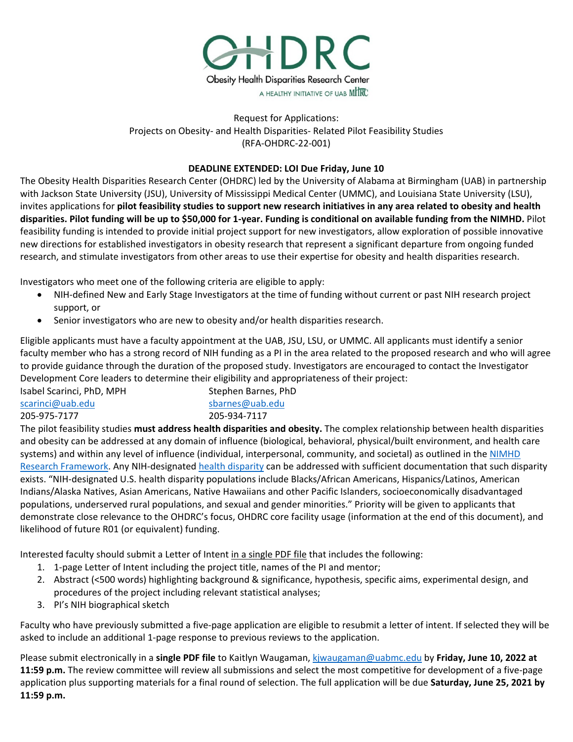OHDRC

Obesity Health Disparities Research Center

A HEALTHY INITIATIVE OF UAB MHRC

Request for Applications:
Projects on Obesity- and Health Disparities- Related Pilot Feasibility Studies
(RFA-OHDRC-22-001)

**DEADLINE EXTENDED: LOI Due Friday, June 10**

The Obesity Health Disparities Research Center (OHDRC) led by the University of Alabama at Birmingham (UAB) in partnership with Jackson State University (JSU), University of Mississippi Medical Center (UMMC), and Louisiana State University (LSU), invites applications for **pilot feasibility studies to support new research initiatives in any area related to obesity and health disparities. Pilot funding will be up to $50,000 for 1-year. Funding is conditional on available funding from the NIMHD.** Pilot feasibility funding is intended to provide initial project support for new investigators, allow exploration of possible innovative new directions for established investigators in obesity research that represent a significant departure from ongoing funded research, and stimulate investigators from other areas to use their expertise for obesity and health disparities research.

Investigators who meet one of the following criteria are eligible to apply:

- NIH-defined New and Early Stage Investigators at the time of funding without current or past NIH research project support, or
- Senior investigators who are new to obesity and/or health disparities research.

Eligible applicants must have a faculty appointment at the UAB, JSU, LSU, or UMMC. All applicants must identify a senior faculty member who has a strong record of NIH funding as a PI in the area related to the proposed research and who will agree to provide guidance through the duration of the proposed study. Investigators are encouraged to contact the Investigator Development Core leaders to determine their eligibility and appropriateness of their project:

Isabel Scarinci, PhD, MPH
scarinci@uab.edu
205-975-7177

Stephen Barnes, PhD
sbarnes@uab.edu
205-934-7117

The pilot feasibility studies **must address health disparities and obesity.** The complex relationship between health disparities and obesity can be addressed at any domain of influence (biological, behavioral, physical/built environment, and health care systems) and within any level of influence (individual, interpersonal, community, and societal) as outlined in the NIMHD Research Framework. Any NIH-designated health disparity can be addressed with sufficient documentation that such disparity exists. "NIH-designated U.S. health disparity populations include Blacks/African Americans, Hispanics/Latinos, American Indians/Alaska Natives, Asian Americans, Native Hawaiians and other Pacific Islanders, socioeconomically disadvantaged populations, underserved rural populations, and sexual and gender minorities." Priority will be given to applicants that demonstrate close relevance to the OHDRC's focus, OHDRC core facility usage (information at the end of this document), and likelihood of future R01 (or equivalent) funding.

Interested faculty should submit a Letter of Intent in a single PDF file that includes the following:

1. 1-page Letter of Intent including the project title, names of the PI and mentor;
2. Abstract (<500 words) highlighting background & significance, hypothesis, specific aims, experimental design, and procedures of the project including relevant statistical analyses;
3. PI's NIH biographical sketch

Faculty who have previously submitted a five-page application are eligible to resubmit a letter of intent. If selected they will be asked to include an additional 1-page response to previous reviews to the application.

Please submit electronically in a **single PDF file** to Kaitlyn Waugaman, kjwaugaman@uabmc.edu by **Friday, June 10, 2022 at 11:59 p.m.** The review committee will review all submissions and select the most competitive for development of a five-page application plus supporting materials for a final round of selection. The full application will be due **Saturday, June 25, 2021 by 11:59 p.m.**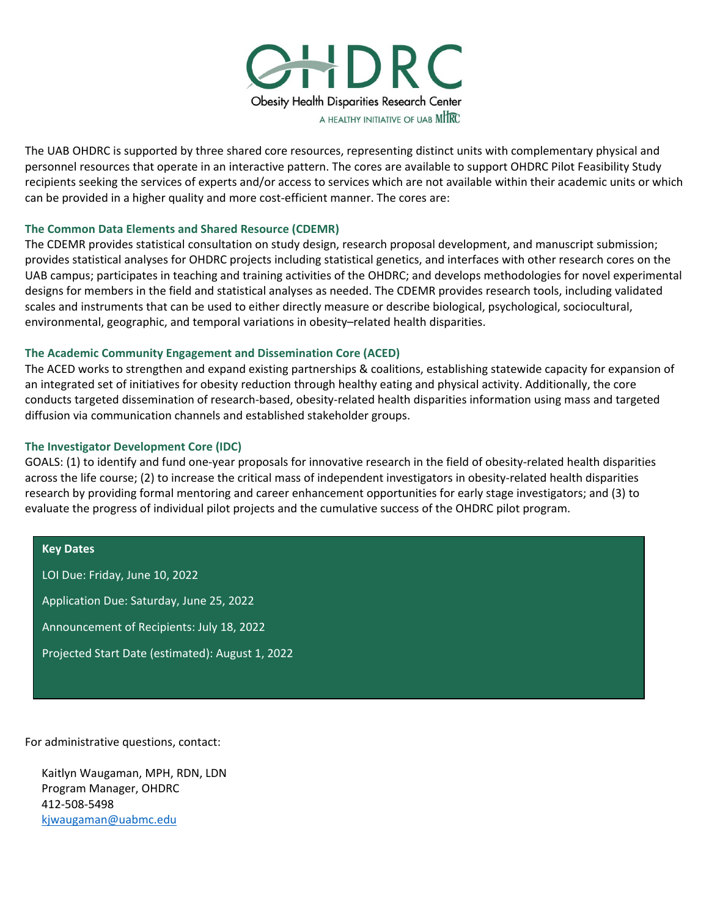# OHDRC

Obesity Health Disparities Research Center

A HEALTHY INITIATIVE OF UAB MHRC

The UAB OHDRC is supported by three shared core resources, representing distinct units with complementary physical and personnel resources that operate in an interactive pattern. The cores are available to support OHDRC Pilot Feasibility Study recipients seeking the services of experts and/or access to services which are not available within their academic units or which can be provided in a higher quality and more cost-efficient manner. The cores are:

### The Common Data Elements and Shared Resource (CDEMR)

The CDEMR provides statistical consultation on study design, research proposal development, and manuscript submission; provides statistical analyses for OHDRC projects including statistical genetics, and interfaces with other research cores on the UAB campus; participates in teaching and training activities of the OHDRC; and develops methodologies for novel experimental designs for members in the field and statistical analyses as needed. The CDEMR provides research tools, including validated scales and instruments that can be used to either directly measure or describe biological, psychological, sociocultural, environmental, geographic, and temporal variations in obesity–related health disparities.

### The Academic Community Engagement and Dissemination Core (ACED)

The ACED works to strengthen and expand existing partnerships & coalitions, establishing statewide capacity for expansion of an integrated set of initiatives for obesity reduction through healthy eating and physical activity. Additionally, the core conducts targeted dissemination of research-based, obesity-related health disparities information using mass and targeted diffusion via communication channels and established stakeholder groups.

### The Investigator Development Core (IDC)

GOALS: (1) to identify and fund one-year proposals for innovative research in the field of obesity-related health disparities across the life course; (2) to increase the critical mass of independent investigators in obesity-related health disparities research by providing formal mentoring and career enhancement opportunities for early stage investigators; and (3) to evaluate the progress of individual pilot projects and the cumulative success of the OHDRC pilot program.

**Key Dates**

LOI Due: Friday, June 10, 2022

Application Due: Saturday, June 25, 2022

Announcement of Recipients: July 18, 2022

Projected Start Date (estimated): August 1, 2022

For administrative questions, contact:

Kaitlyn Waugaman, MPH, RDN, LDN
Program Manager, OHDRC
412-508-5498
kjwaugaman@uabmc.edu